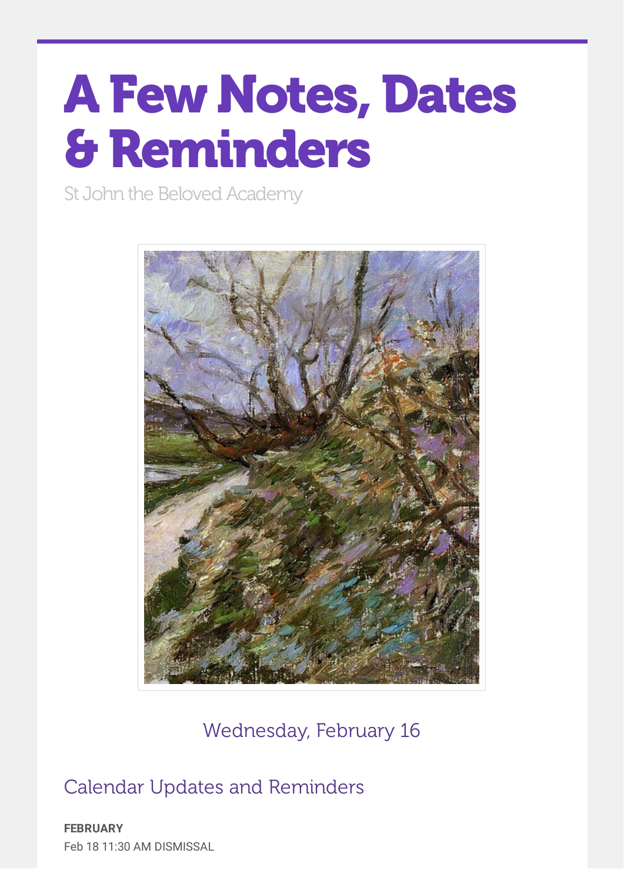# A Few Notes, Dates & Reminders

St John the Beloved Academy

Wednesday, February 16

## Calendar Updates and Reminders

**FEBRUARY**

Feb 18 11:30 AM DISMISSAL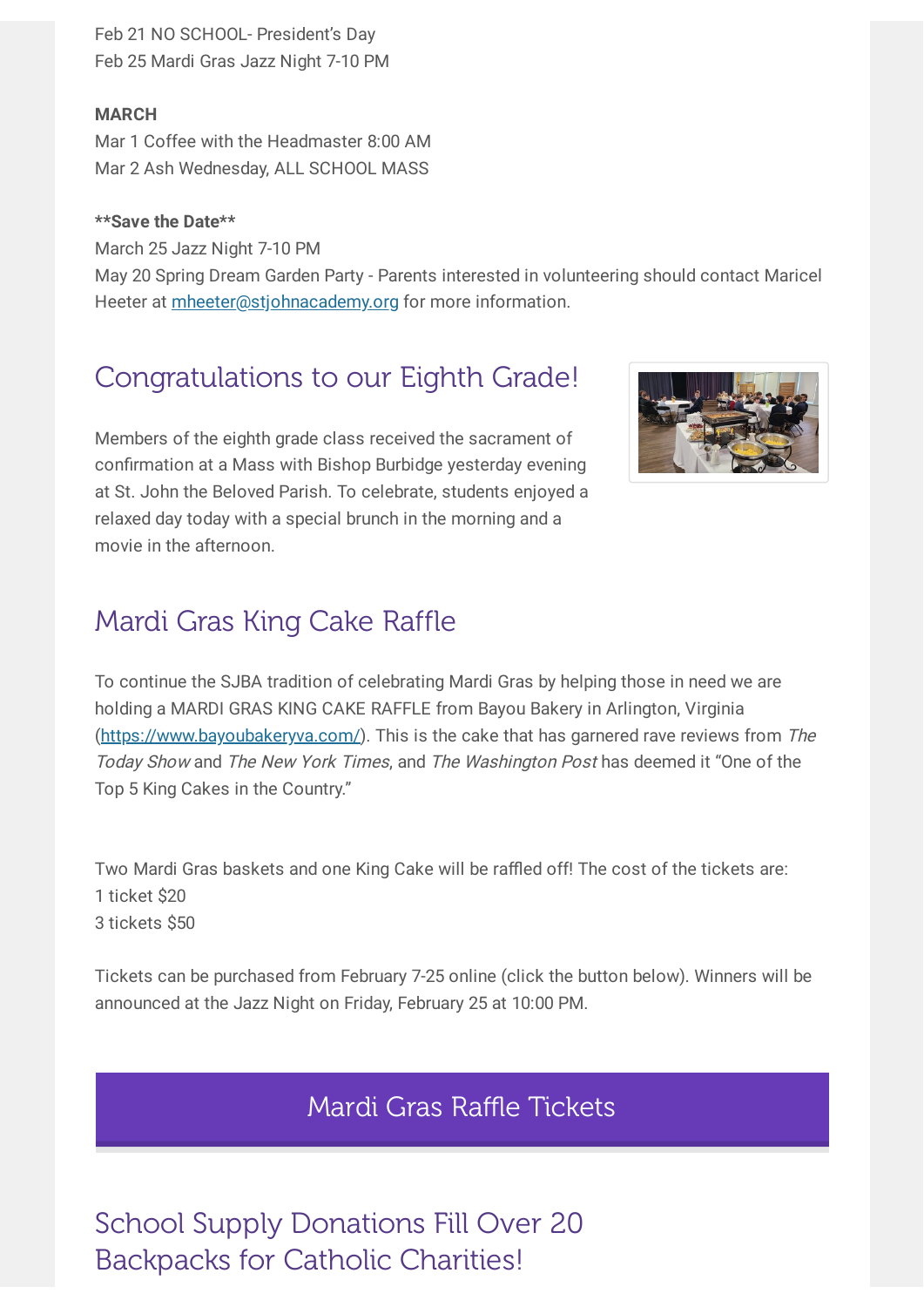Feb 21 NO SCHOOL- President's Day
Feb 25 Mardi Gras Jazz Night 7-10 PM

**MARCH**
Mar 1 Coffee with the Headmaster 8:00 AM
Mar 2 Ash Wednesday, ALL SCHOOL MASS

****Save the Date****
March 25 Jazz Night 7-10 PM
May 20 Spring Dream Garden Party - Parents interested in volunteering should contact Maricel Heeter at [mheeter@stjohnacademy.org](mailto:mheeter@stjohnacademy.org) for more information.

## Congratulations to our Eighth Grade!

Members of the eighth grade class received the sacrament of confirmation at a Mass with Bishop Burbidge yesterday evening at St. John the Beloved Parish. To celebrate, students enjoyed a relaxed day today with a special brunch in the morning and a movie in the afternoon.

## Mardi Gras King Cake Raffle

To continue the SJBA tradition of celebrating Mardi Gras by helping those in need we are holding a MARDI GRAS KING CAKE RAFFLE from Bayou Bakery in Arlington, Virginia ([https://www.bayoubakeryva.com/](https://www.bayoubakeryva.com/)). This is the cake that has garnered rave reviews from *The Today Show* and *The New York Times*, and *The Washington Post* has deemed it "One of the Top 5 King Cakes in the Country."

Two Mardi Gras baskets and one King Cake will be raffled off! The cost of the tickets are:
1 ticket $20
3 tickets $50

Tickets can be purchased from February 7-25 online (click the button below). Winners will be announced at the Jazz Night on Friday, February 25 at 10:00 PM.

Mardi Gras Raffle Tickets

## School Supply Donations Fill Over 20 Backpacks for Catholic Charities!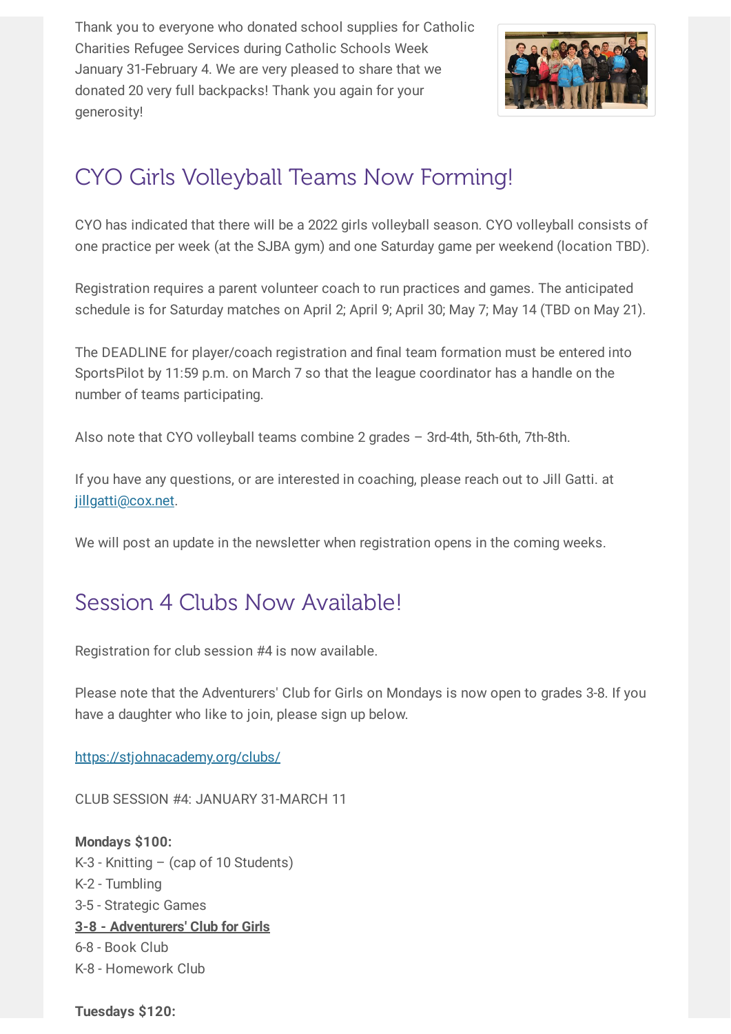Thank you to everyone who donated school supplies for Catholic Charities Refugee Services during Catholic Schools Week January 31-February 4. We are very pleased to share that we donated 20 very full backpacks! Thank you again for your generosity!

## CYO Girls Volleyball Teams Now Forming!

CYO has indicated that there will be a 2022 girls volleyball season. CYO volleyball consists of one practice per week (at the SJBA gym) and one Saturday game per weekend (location TBD).

Registration requires a parent volunteer coach to run practices and games. The anticipated schedule is for Saturday matches on April 2; April 9; April 30; May 7; May 14 (TBD on May 21).

The DEADLINE for player/coach registration and final team formation must be entered into SportsPilot by 11:59 p.m. on March 7 so that the league coordinator has a handle on the number of teams participating.

Also note that CYO volleyball teams combine 2 grades – 3rd-4th, 5th-6th, 7th-8th.

If you have any questions, or are interested in coaching, please reach out to Jill Gatti. at jillgatti@cox.net.

We will post an update in the newsletter when registration opens in the coming weeks.

## Session 4 Clubs Now Available!

Registration for club session #4 is now available.

Please note that the Adventurers' Club for Girls on Mondays is now open to grades 3-8. If you have a daughter who like to join, please sign up below.

https://stjohnacademy.org/clubs/

CLUB SESSION #4: JANUARY 31-MARCH 11

**Mondays $100:**
K-3 - Knitting – (cap of 10 Students)
K-2 - Tumbling
3-5 - Strategic Games
**3-8 - Adventurers' Club for Girls**
6-8 - Book Club
K-8 - Homework Club

**Tuesdays $120:**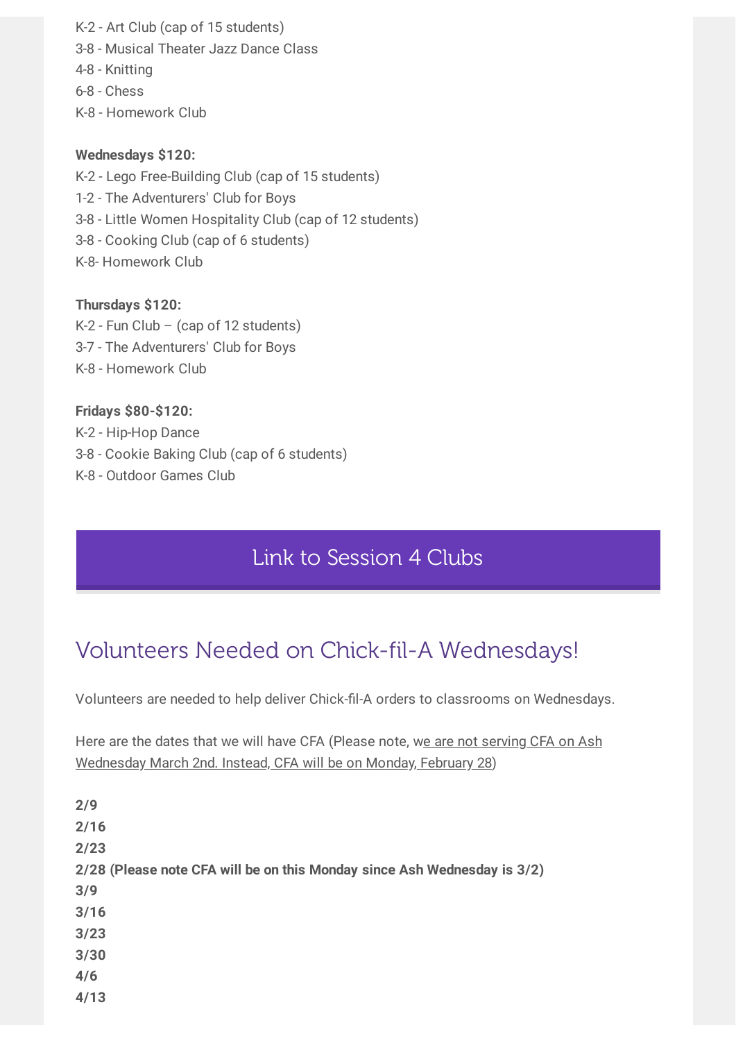K-2 - Art Club (cap of 15 students)
3-8 - Musical Theater Jazz Dance Class
4-8 - Knitting
6-8 - Chess
K-8 - Homework Club

**Wednesdays $120:**
K-2 - Lego Free-Building Club (cap of 15 students)
1-2 - The Adventurers' Club for Boys
3-8 - Little Women Hospitality Club (cap of 12 students)
3-8 - Cooking Club (cap of 6 students)
K-8- Homework Club

**Thursdays $120:**
K-2 - Fun Club – (cap of 12 students)
3-7 - The Adventurers' Club for Boys
K-8 - Homework Club

**Fridays $80-$120:**
K-2 - Hip-Hop Dance
3-8 - Cookie Baking Club (cap of 6 students)
K-8 - Outdoor Games Club

Link to Session 4 Clubs

## Volunteers Needed on Chick-fil-A Wednesdays!

Volunteers are needed to help deliver Chick-fil-A orders to classrooms on Wednesdays.

Here are the dates that we will have CFA (Please note, we are not serving CFA on Ash Wednesday March 2nd. Instead, CFA will be on Monday, February 28)

**2/9**
**2/16**
**2/23**
**2/28 (Please note CFA will be on this Monday since Ash Wednesday is 3/2)**
**3/9**
**3/16**
**3/23**
**3/30**
**4/6**
**4/13**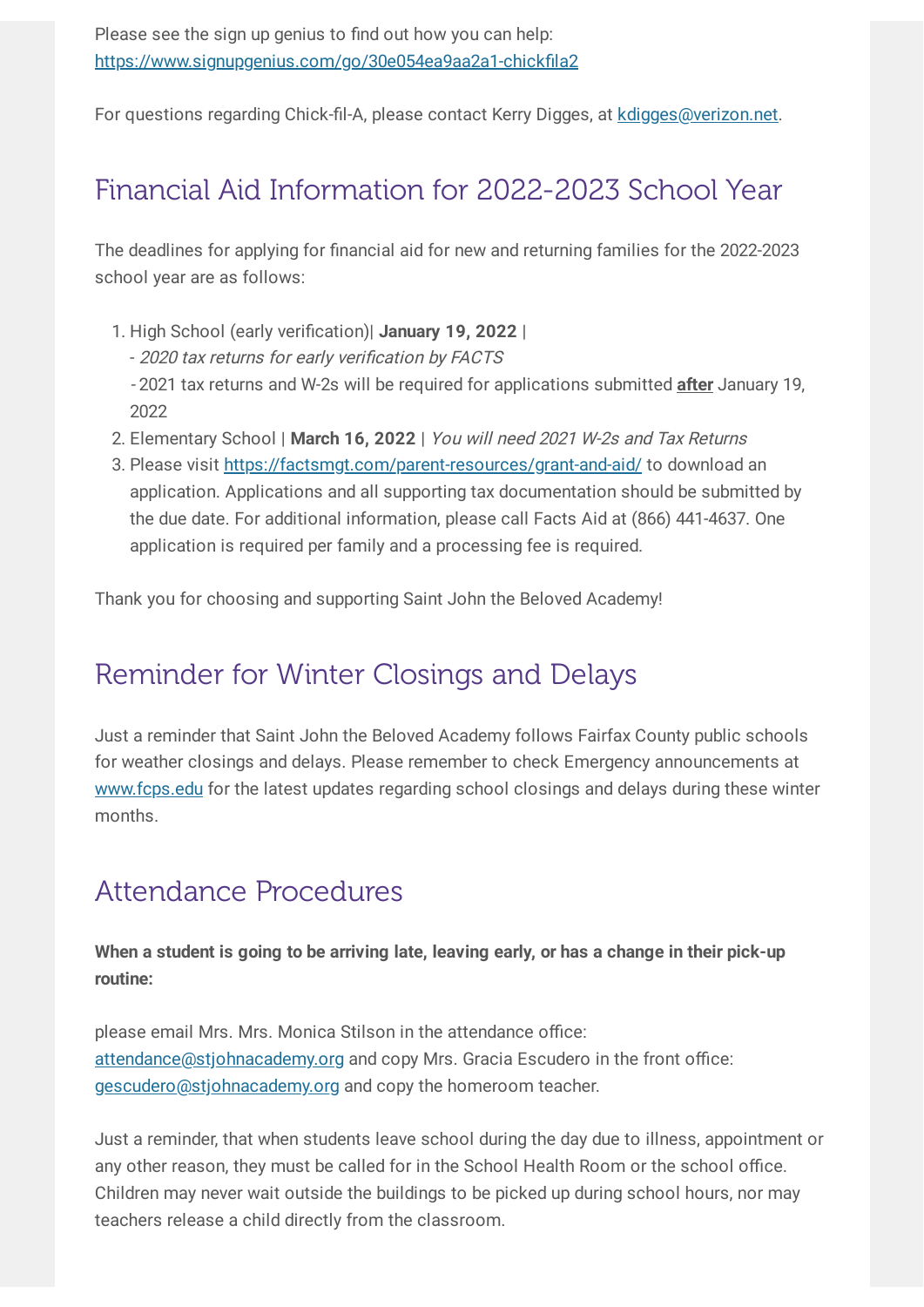Please see the sign up genius to find out how you can help:
https://www.signupgenius.com/go/30e054ea9aa2a1-chickfila2

For questions regarding Chick-fil-A, please contact Kerry Digges, at kdigges@verizon.net.

## Financial Aid Information for 2022-2023 School Year

The deadlines for applying for financial aid for new and returning families for the 2022-2023 school year are as follows:

1. High School (early verification)| **January 19, 2022** |
   - *2020 tax returns for early verification by FACTS*
   - 2021 tax returns and W-2s will be required for applications submitted **after** January 19, 2022
2. Elementary School | **March 16, 2022** | *You will need 2021 W-2s and Tax Returns*
3. Please visit https://factsmgt.com/parent-resources/grant-and-aid/ to download an application. Applications and all supporting tax documentation should be submitted by the due date. For additional information, please call Facts Aid at (866) 441-4637. One application is required per family and a processing fee is required.

Thank you for choosing and supporting Saint John the Beloved Academy!

## Reminder for Winter Closings and Delays

Just a reminder that Saint John the Beloved Academy follows Fairfax County public schools for weather closings and delays. Please remember to check Emergency announcements at www.fcps.edu for the latest updates regarding school closings and delays during these winter months.

## Attendance Procedures

**When a student is going to be arriving late, leaving early, or has a change in their pick-up routine:**

please email Mrs. Mrs. Monica Stilson in the attendance office: attendance@stjohnacademy.org and copy Mrs. Gracia Escudero in the front office: gescudero@stjohnacademy.org and copy the homeroom teacher.

Just a reminder, that when students leave school during the day due to illness, appointment or any other reason, they must be called for in the School Health Room or the school office. Children may never wait outside the buildings to be picked up during school hours, nor may teachers release a child directly from the classroom.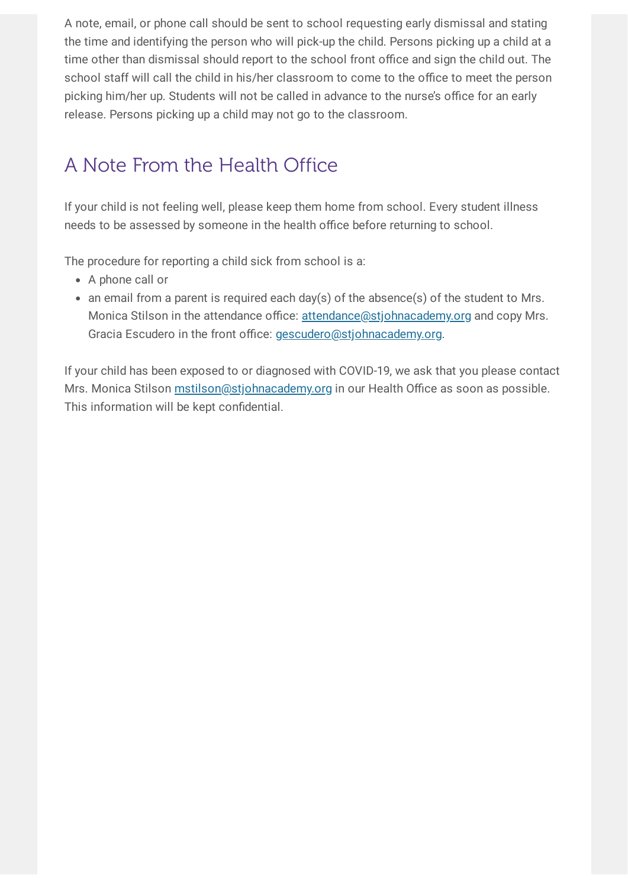A note, email, or phone call should be sent to school requesting early dismissal and stating the time and identifying the person who will pick-up the child. Persons picking up a child at a time other than dismissal should report to the school front office and sign the child out. The school staff will call the child in his/her classroom to come to the office to meet the person picking him/her up. Students will not be called in advance to the nurse's office for an early release. Persons picking up a child may not go to the classroom.

## A Note From the Health Office

If your child is not feeling well, please keep them home from school. Every student illness needs to be assessed by someone in the health office before returning to school.

The procedure for reporting a child sick from school is a:

- A phone call or
- an email from a parent is required each day(s) of the absence(s) of the student to Mrs. Monica Stilson in the attendance office: attendance@stjohnacademy.org and copy Mrs. Gracia Escudero in the front office: gescudero@stjohnacademy.org.

If your child has been exposed to or diagnosed with COVID-19, we ask that you please contact Mrs. Monica Stilson mstilson@stjohnacademy.org in our Health Office as soon as possible. This information will be kept confidential.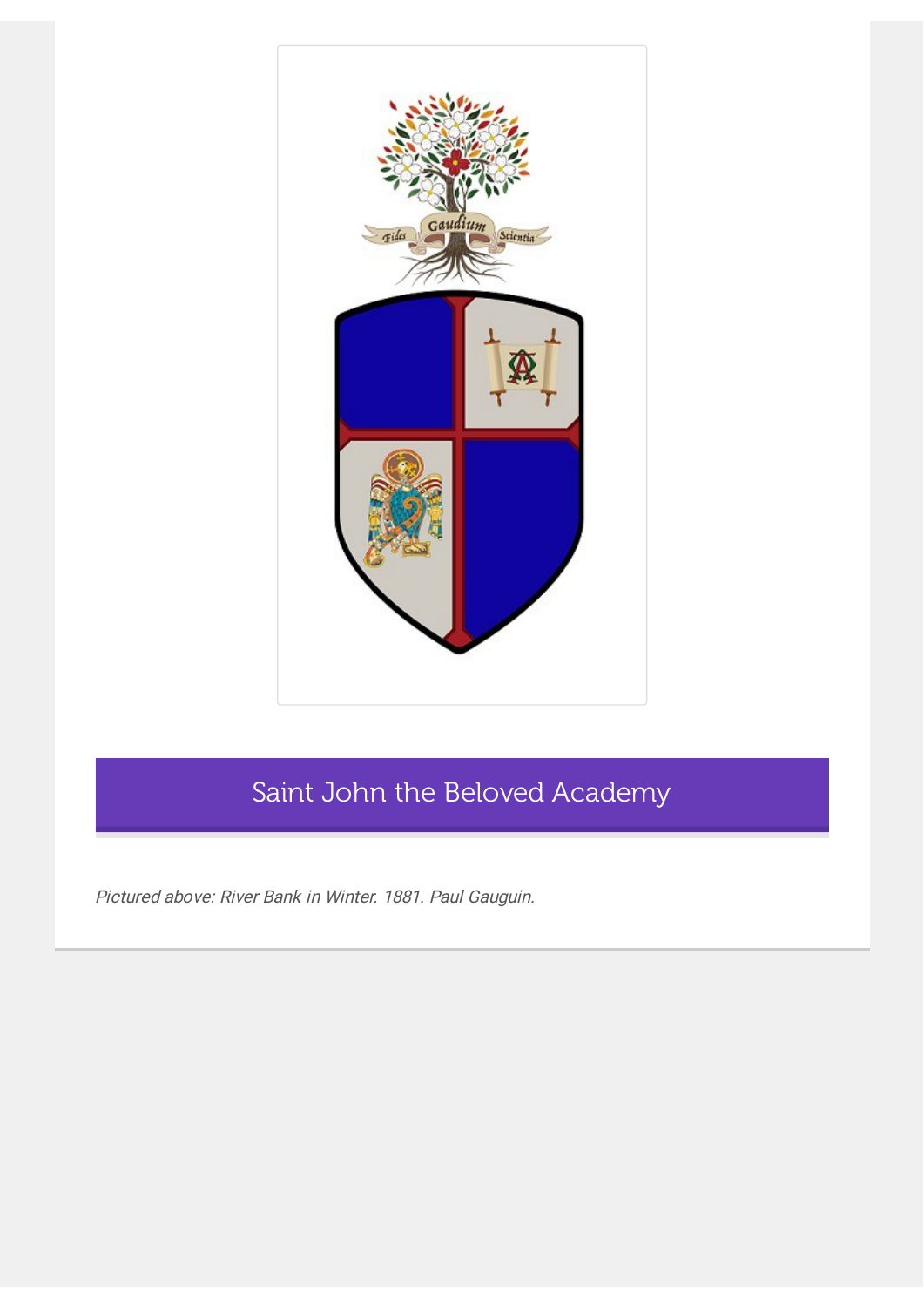Fides Gaudium Scientia

## Saint John the Beloved Academy

*Pictured above: River Bank in Winter. 1881. Paul Gauguin.*